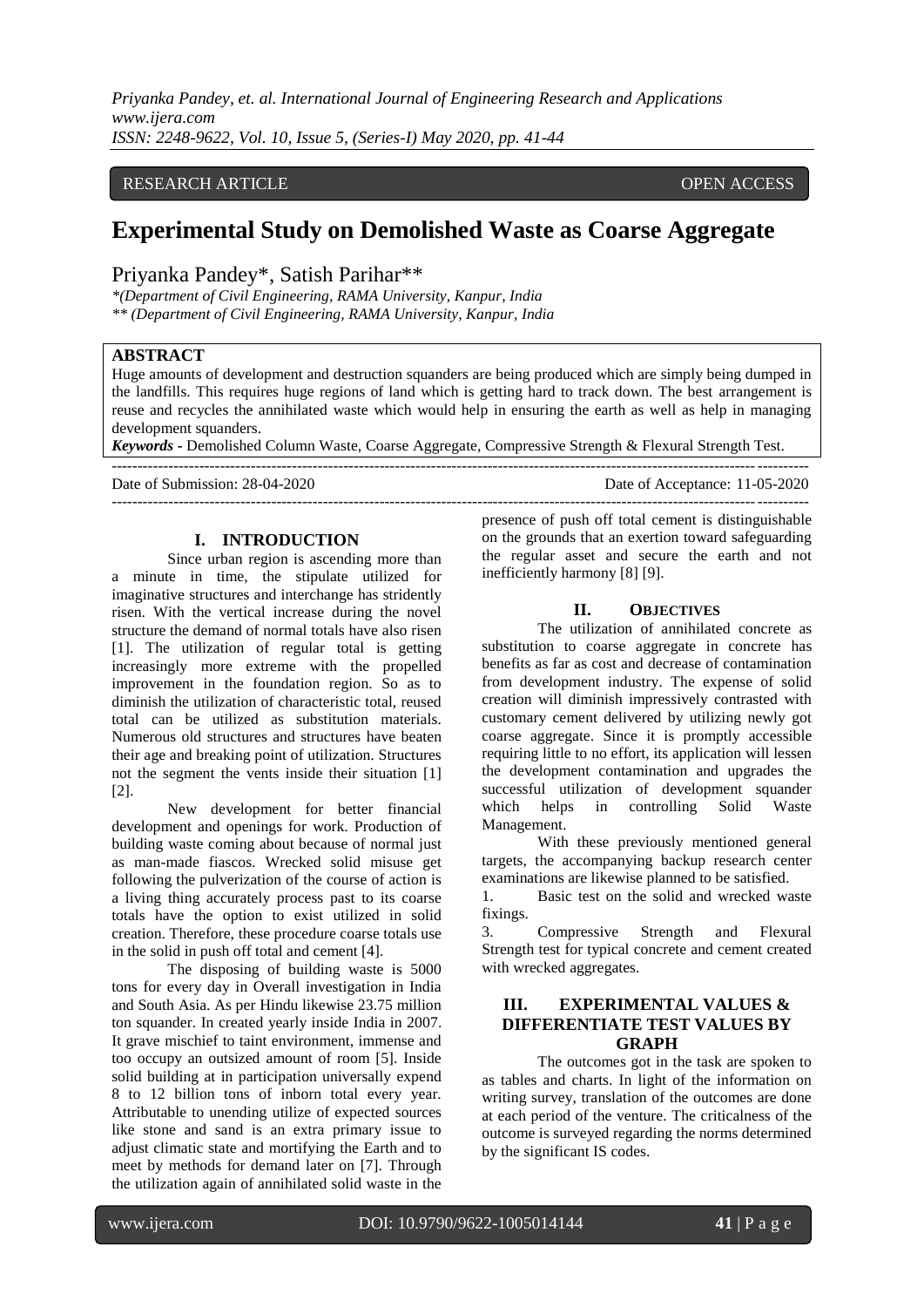RESEARCH ARTICLE OPEN ACCESS

# Experimental Study on Demolished Waste as Coarse Aggregate

Priyanka Pandey*, Satish Parihar**

*(Department of Civil Engineering, RAMA University, Kanpur, India
** (Department of Civil Engineering, RAMA University, Kanpur, India

## ABSTRACT

Huge amounts of development and destruction squanders are being produced which are simply being dumped in the landfills. This requires huge regions of land which is getting hard to track down. The best arrangement is reuse and recycles the annihilated waste which would help in ensuring the earth as well as help in managing development squanders.

***Keywords*** **-** Demolished Column Waste, Coarse Aggregate, Compressive Strength & Flexural Strength Test.

Date of Submission: 28-04-2020 Date of Acceptance: 11-05-2020

## I. INTRODUCTION

Since urban region is ascending more than a minute in time, the stipulate utilized for imaginative structures and interchange has stridently risen. With the vertical increase during the novel structure the demand of normal totals have also risen [1]. The utilization of regular total is getting increasingly more extreme with the propelled improvement in the foundation region. So as to diminish the utilization of characteristic total, reused total can be utilized as substitution materials. Numerous old structures and structures have beaten their age and breaking point of utilization. Structures not the segment the vents inside their situation [1] [2].

New development for better financial development and openings for work. Production of building waste coming about because of normal just as man-made fiascos. Wrecked solid misuse get following the pulverization of the course of action is a living thing accurately process past to its coarse totals have the option to exist utilized in solid creation. Therefore, these procedure coarse totals use in the solid in push off total and cement [4].

The disposing of building waste is 5000 tons for every day in Overall investigation in India and South Asia. As per Hindu likewise 23.75 million ton squander. In created yearly inside India in 2007. It grave mischief to taint environment, immense and too occupy an outsized amount of room [5]. Inside solid building at in participation universally expend 8 to 12 billion tons of inborn total every year. Attributable to unending utilize of expected sources like stone and sand is an extra primary issue to adjust climatic state and mortifying the Earth and to meet by methods for demand later on [7]. Through the utilization again of annihilated solid waste in the presence of push off total cement is distinguishable on the grounds that an exertion toward safeguarding the regular asset and secure the earth and not inefficiently harmony [8] [9].

## II. OBJECTIVES

The utilization of annihilated concrete as substitution to coarse aggregate in concrete has benefits as far as cost and decrease of contamination from development industry. The expense of solid creation will diminish impressively contrasted with customary cement delivered by utilizing newly got coarse aggregate. Since it is promptly accessible requiring little to no effort, its application will lessen the development contamination and upgrades the successful utilization of development squander which helps in controlling Solid Waste Management.

With these previously mentioned general targets, the accompanying backup research center examinations are likewise planned to be satisfied.

1. Basic test on the solid and wrecked waste fixings.
3. Compressive Strength and Flexural Strength test for typical concrete and cement created with wrecked aggregates.

## III. EXPERIMENTAL VALUES & DIFFERENTIATE TEST VALUES BY GRAPH

The outcomes got in the task are spoken to as tables and charts. In light of the information on writing survey, translation of the outcomes are done at each period of the venture. The criticalness of the outcome is surveyed regarding the norms determined by the significant IS codes.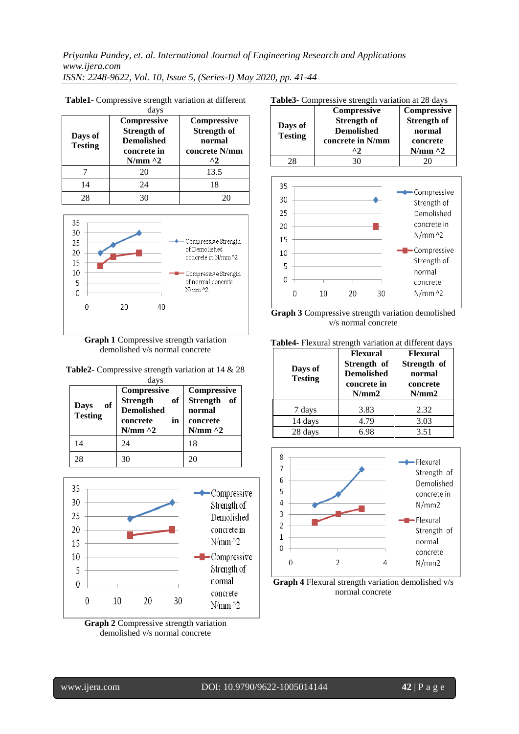**Table1**- Compressive strength variation at different days

| Days of Testing | Compressive Strength of Demolished concrete in N/mm ^2 | Compressive Strength of normal concrete N/mm ^2 |
|---|---|---|
| 7 | 20 | 13.5 |
| 14 | 24 | 18 |
| 28 | 30 | 20 |

**Graph 1** Compressive strength variation demolished v/s normal concrete

**Table2**- Compressive strength variation at 14 & 28 days

| Days of Testing | Compressive Strength of Demolished concrete in N/mm ^2 | Compressive Strength of normal concrete N/mm ^2 |
|---|---|---|
| 14 | 24 | 18 |
| 28 | 30 | 20 |

**Graph 2** Compressive strength variation demolished v/s normal concrete

**Table3**- Compressive strength variation at 28 days

| Days of Testing | Compressive Strength of Demolished concrete in N/mm ^2 | Compressive Strength of normal concrete N/mm ^2 |
|---|---|---|
| 28 | 30 | 20 |

**Graph 3** Compressive strength variation demolished v/s normal concrete

**Table4**- Flexural strength variation at different days

| Days of Testing | Flexural Strength of Demolished concrete in N/mm2 | Flexural Strength of normal concrete N/mm2 |
|---|---|---|
| 7 days | 3.83 | 2.32 |
| 14 days | 4.79 | 3.03 |
| 28 days | 6.98 | 3.51 |

**Graph 4** Flexural strength variation demolished v/s normal concrete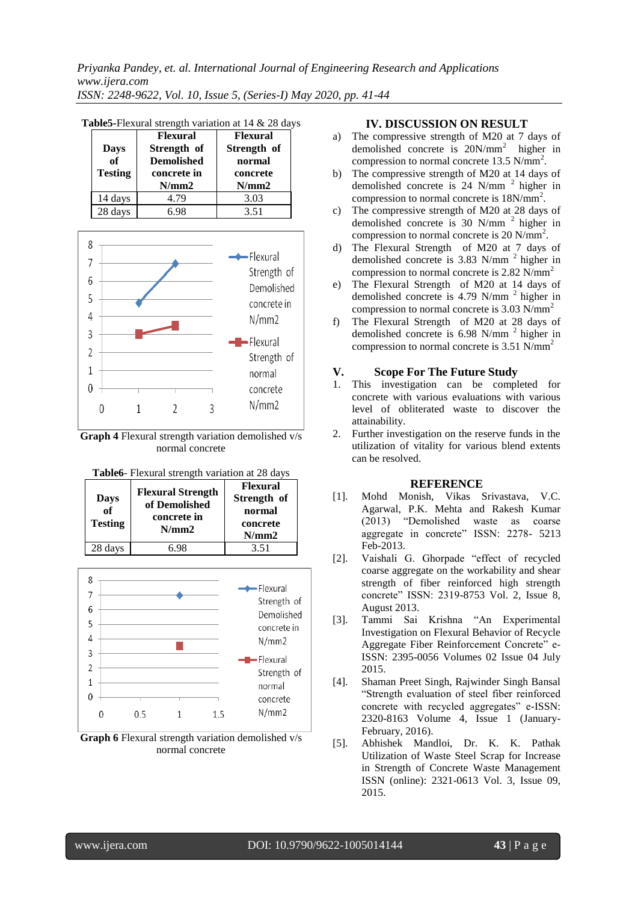**Table5**-Flexural strength variation at 14 & 28 days

| Days of Testing | Flexural Strength of Demolished concrete in N/mm2 | Flexural Strength of normal concrete N/mm2 |
|---|---|---|
| 14 days | 4.79 | 3.03 |
| 28 days | 6.98 | 3.51 |

**Graph 4** Flexural strength variation demolished v/s normal concrete

**Table6**- Flexural strength variation at 28 days

| Days of Testing | Flexural Strength of Demolished concrete in N/mm2 | Flexural Strength of normal concrete N/mm2 |
|---|---|---|
| 28 days | 6.98 | 3.51 |

**Graph 6** Flexural strength variation demolished v/s normal concrete

## IV. DISCUSSION ON RESULT

a) The compressive strength of M20 at 7 days of demolished concrete is 20N/mm$^2$ higher in compression to normal concrete 13.5 N/mm$^2$.

b) The compressive strength of M20 at 14 days of demolished concrete is 24 N/mm $^2$ higher in compression to normal concrete is 18N/mm$^2$.

c) The compressive strength of M20 at 28 days of demolished concrete is 30 N/mm $^2$ higher in compression to normal concrete is 20 N/mm$^2$.

d) The Flexural Strength of M20 at 7 days of demolished concrete is 3.83 N/mm $^2$ higher in compression to normal concrete is 2.82 N/mm$^2$

e) The Flexural Strength of M20 at 14 days of demolished concrete is 4.79 N/mm $^2$ higher in compression to normal concrete is 3.03 N/mm$^2$

f) The Flexural Strength of M20 at 28 days of demolished concrete is 6.98 N/mm $^2$ higher in compression to normal concrete is 3.51 N/mm$^2$

## V. Scope For The Future Study

1. This investigation can be completed for concrete with various evaluations with various level of obliterated waste to discover the attainability.
2. Further investigation on the reserve funds in the utilization of vitality for various blend extents can be resolved.

## REFERENCE

[1]. Mohd Monish, Vikas Srivastava, V.C. Agarwal, P.K. Mehta and Rakesh Kumar (2013) "Demolished waste as coarse aggregate in concrete" ISSN: 2278- 5213 Feb-2013.

[2]. Vaishali G. Ghorpade "effect of recycled coarse aggregate on the workability and shear strength of fiber reinforced high strength concrete" ISSN: 2319-8753 Vol. 2, Issue 8, August 2013.

[3]. Tammi Sai Krishna "An Experimental Investigation on Flexural Behavior of Recycle Aggregate Fiber Reinforcement Concrete" e-ISSN: 2395-0056 Volumes 02 Issue 04 July 2015.

[4]. Shaman Preet Singh, Rajwinder Singh Bansal "Strength evaluation of steel fiber reinforced concrete with recycled aggregates" e-ISSN: 2320-8163 Volume 4, Issue 1 (January-February, 2016).

[5]. Abhishek Mandloi, Dr. K. K. Pathak Utilization of Waste Steel Scrap for Increase in Strength of Concrete Waste Management ISSN (online): 2321-0613 Vol. 3, Issue 09, 2015.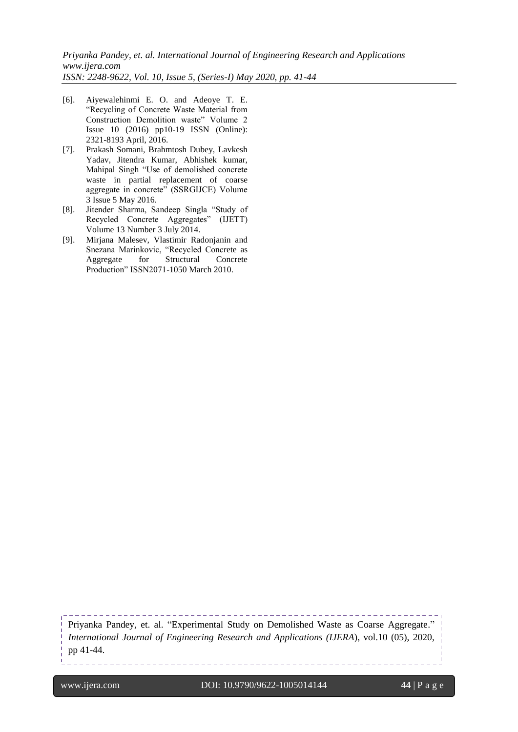[6]. Aiyewalehinmi E. O. and Adeoye T. E. "Recycling of Concrete Waste Material from Construction Demolition waste" Volume 2 Issue 10 (2016) pp10-19 ISSN (Online): 2321-8193 April, 2016.

[7]. Prakash Somani, Brahmtosh Dubey, Lavkesh Yadav, Jitendra Kumar, Abhishek kumar, Mahipal Singh "Use of demolished concrete waste in partial replacement of coarse aggregate in concrete" (SSRGIJCE) Volume 3 Issue 5 May 2016.

[8]. Jitender Sharma, Sandeep Singla "Study of Recycled Concrete Aggregates" (IJETT) Volume 13 Number 3 July 2014.

[9]. Mirjana Malesev, Vlastimir Radonjanin and Snezana Marinkovic, "Recycled Concrete as Aggregate for Structural Concrete Production" ISSN2071-1050 March 2010.

Priyanka Pandey, et. al. "Experimental Study on Demolished Waste as Coarse Aggregate." *International Journal of Engineering Research and Applications (IJERA*), vol.10 (05), 2020, pp 41-44.